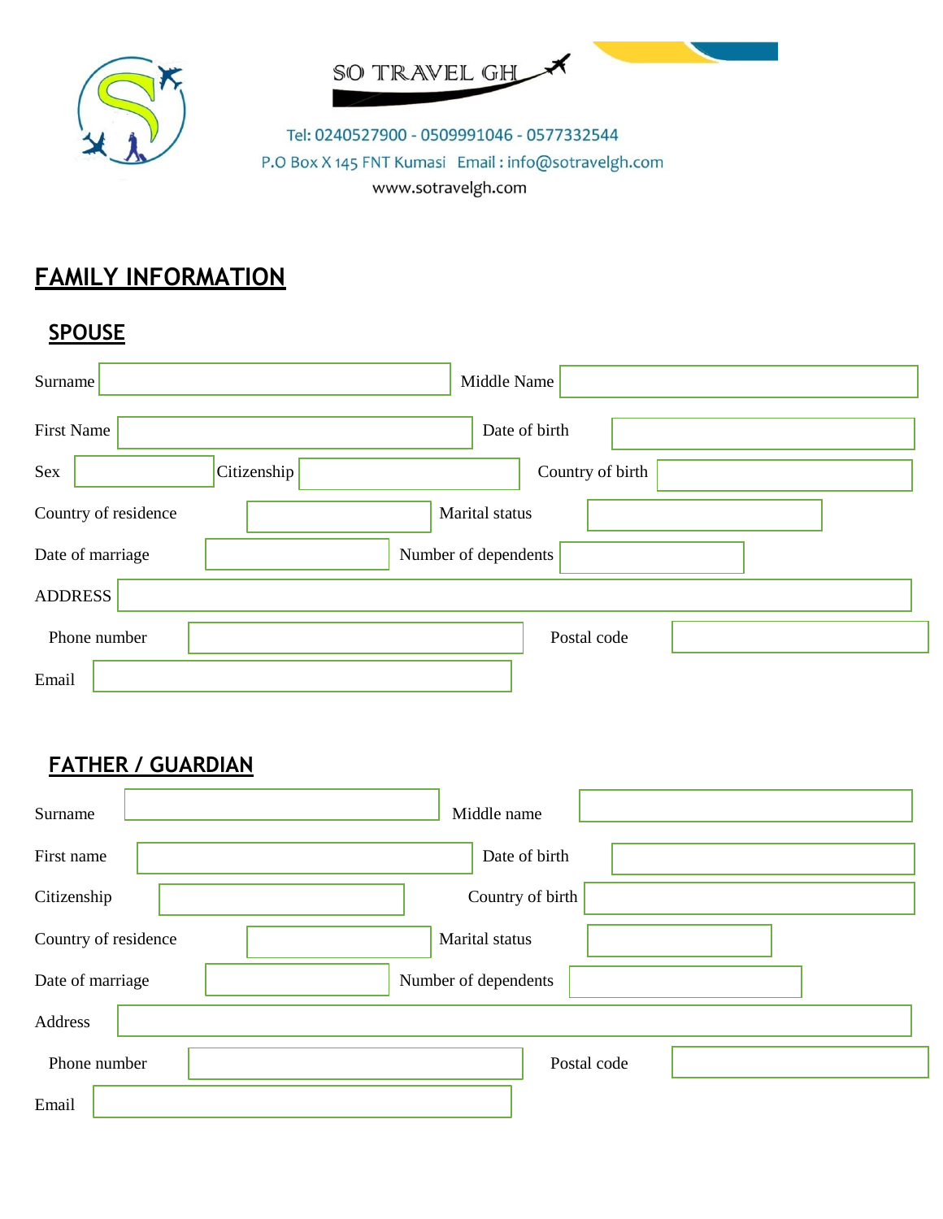SO TRAVEL GH

Tel: 0240527900 - 0509991046 - 0577332544

P.O Box X 145 FNT Kumasi Email : info@sotravelgh.com

www.sotravelgh.com

# FAMILY INFORMATION

## SPOUSE

Surname ____________________ Middle Name ____________________

First Name ____________________ Date of birth ____________________

Sex __________ Citizenship ____________________ Country of birth ____________________

Country of residence ____________________ Marital status ____________________

Date of marriage ____________________ Number of dependents ____________________

ADDRESS ________________________________________

Phone number ____________________ Postal code ____________________

Email ____________________

## FATHER / GUARDIAN

Surname ____________________ Middle name ____________________

First name ____________________ Date of birth ____________________

Citizenship ____________________ Country of birth ____________________

Country of residence ____________________ Marital status ____________________

Date of marriage ____________________ Number of dependents ____________________

Address ________________________________________

Phone number ____________________ Postal code ____________________

Email ____________________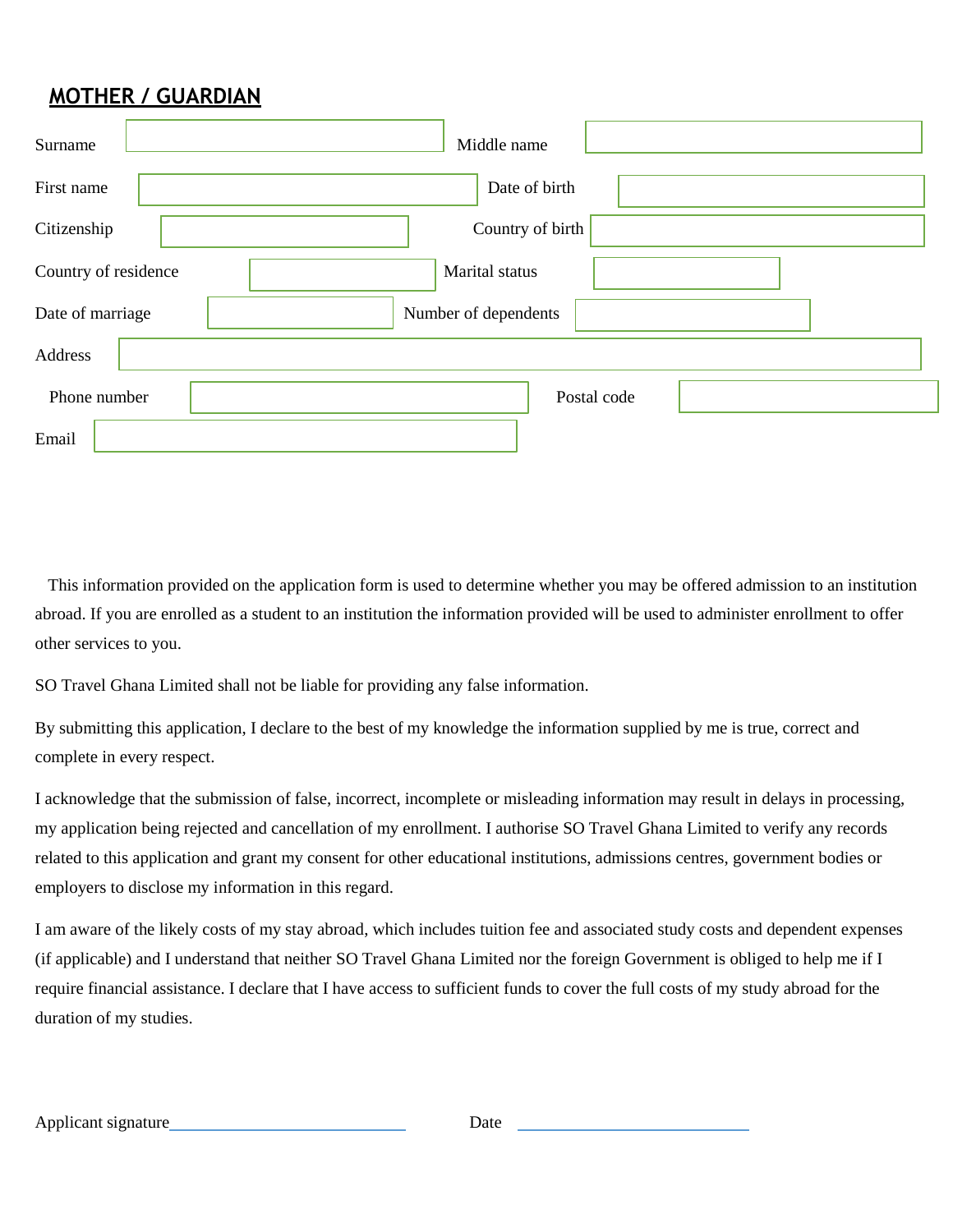## MOTHER / GUARDIAN

Surname ____________________ Middle name ____________________

First name ____________________ Date of birth ____________________

Citizenship ____________________ Country of birth ____________________

Country of residence ____________________ Marital status ____________________

Date of marriage ____________________ Number of dependents ____________________

Address ________________________________________

Phone number ____________________ Postal code ____________________

Email ____________________

This information provided on the application form is used to determine whether you may be offered admission to an institution abroad. If you are enrolled as a student to an institution the information provided will be used to administer enrollment to offer other services to you.

SO Travel Ghana Limited shall not be liable for providing any false information.

By submitting this application, I declare to the best of my knowledge the information supplied by me is true, correct and complete in every respect.

I acknowledge that the submission of false, incorrect, incomplete or misleading information may result in delays in processing, my application being rejected and cancellation of my enrollment. I authorise SO Travel Ghana Limited to verify any records related to this application and grant my consent for other educational institutions, admissions centres, government bodies or employers to disclose my information in this regard.

I am aware of the likely costs of my stay abroad, which includes tuition fee and associated study costs and dependent expenses (if applicable) and I understand that neither SO Travel Ghana Limited nor the foreign Government is obliged to help me if I require financial assistance. I declare that I have access to sufficient funds to cover the full costs of my study abroad for the duration of my studies.

Applicant signature____________________ Date ____________________